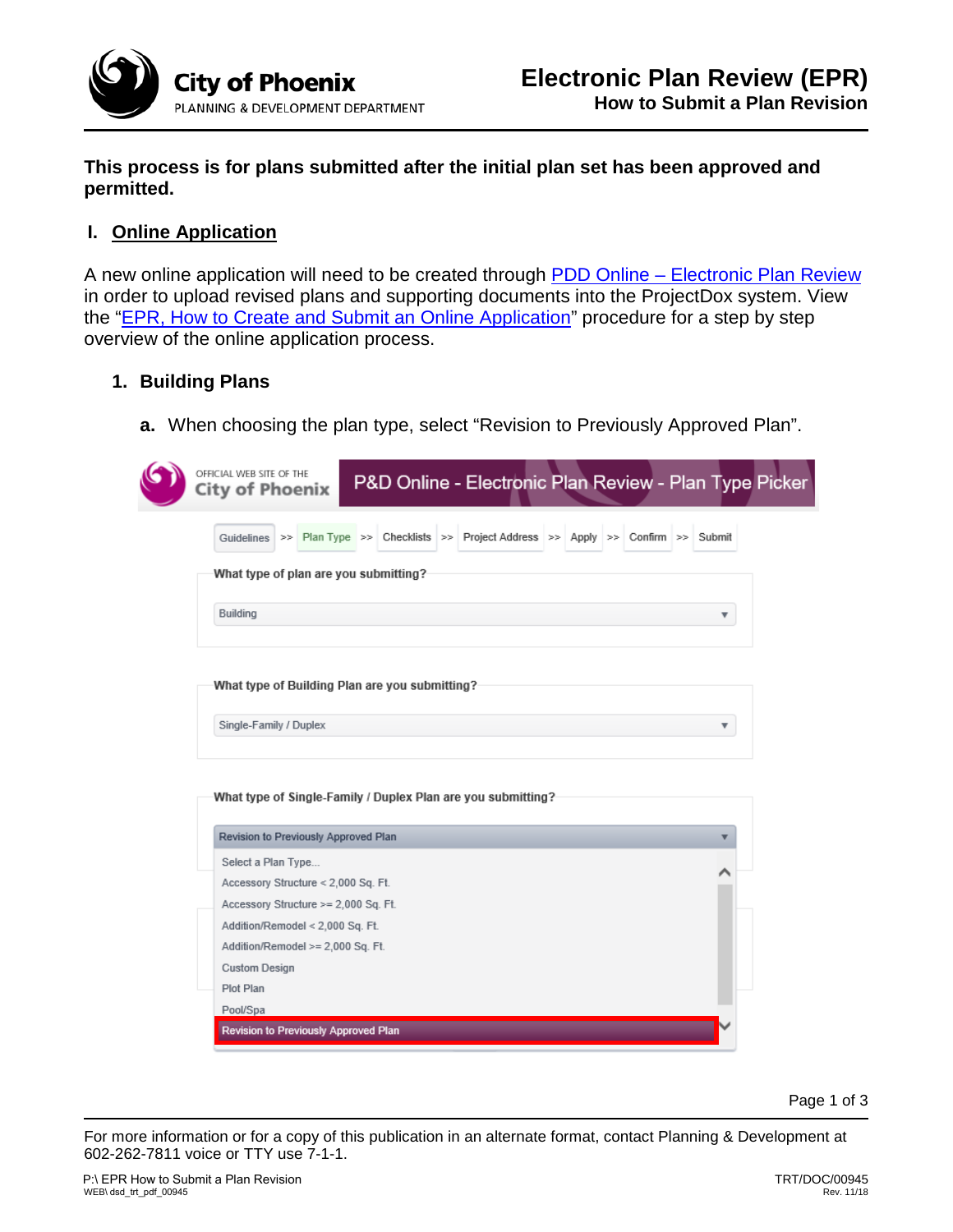# Electronic Plan Review (EPR)

## How to Submit a Plan Revision

**This process is for plans submitted after the initial plan set has been approved and permitted.**

## I. Online Application

A new online application will need to be created through PDD Online – Electronic Plan Review in order to upload revised plans and supporting documents into the ProjectDox system. View the "EPR, How to Create and Submit an Online Application" procedure for a step by step overview of the online application process.

### 1. Building Plans

**a.** When choosing the plan type, select "Revision to Previously Approved Plan".

For more information or for a copy of this publication in an alternate format, contact Planning & Development at 602-262-7811 voice or TTY use 7-1-1.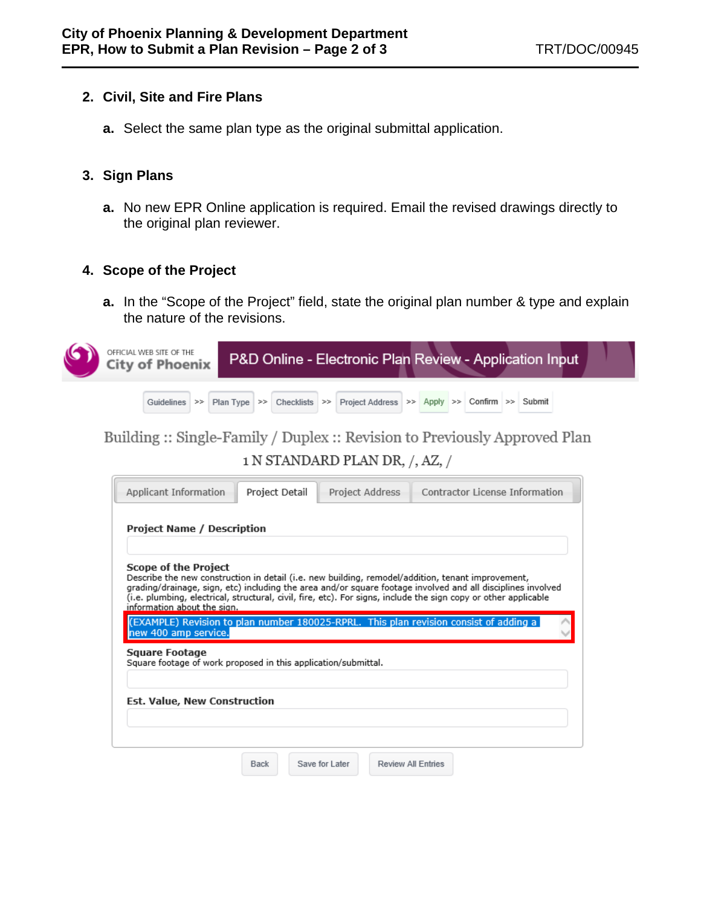2. **Civil, Site and Fire Plans**

   a. Select the same plan type as the original submittal application.

3. **Sign Plans**

   a. No new EPR Online application is required. Email the revised drawings directly to the original plan reviewer.

4. **Scope of the Project**

   a. In the "Scope of the Project" field, state the original plan number & type and explain the nature of the revisions.

OFFICIAL WEB SITE OF THE City of Phoenix

P&D Online - Electronic Plan Review - Application Input

Guidelines >> Plan Type >> Checklists >> Project Address >> Apply >> Confirm >> Submit

Building :: Single-Family / Duplex :: Revision to Previously Approved Plan

1 N STANDARD PLAN DR, /, AZ, /

Applicant Information | Project Detail | Project Address | Contractor License Information

**Project Name / Description**

**Scope of the Project**
Describe the new construction in detail (i.e. new building, remodel/addition, tenant improvement, grading/drainage, sign, etc) including the area and/or square footage involved and all disciplines involved (i.e. plumbing, electrical, structural, civil, fire, etc). For signs, include the sign copy or other applicable information about the sign.

(EXAMPLE) Revision to plan number 180025-RPRL. This plan revision consist of adding a new 400 amp service.

**Square Footage**
Square footage of work proposed in this application/submittal.

**Est. Value, New Construction**

Back | Save for Later | Review All Entries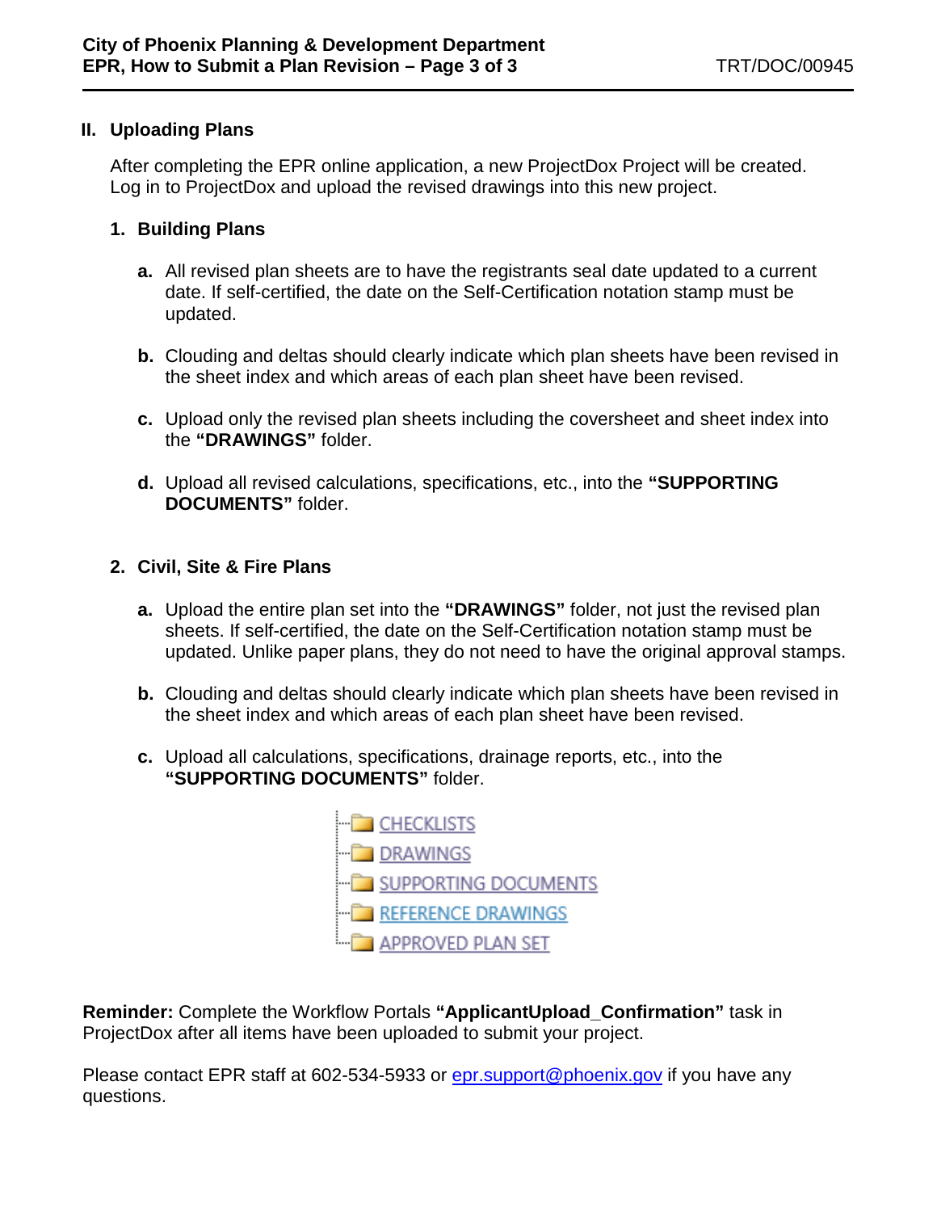## II. Uploading Plans

After completing the EPR online application, a new ProjectDox Project will be created. Log in to ProjectDox and upload the revised drawings into this new project.

### 1. Building Plans

**a.** All revised plan sheets are to have the registrants seal date updated to a current date. If self-certified, the date on the Self-Certification notation stamp must be updated.

**b.** Clouding and deltas should clearly indicate which plan sheets have been revised in the sheet index and which areas of each plan sheet have been revised.

**c.** Upload only the revised plan sheets including the coversheet and sheet index into the **"DRAWINGS"** folder.

**d.** Upload all revised calculations, specifications, etc., into the **"SUPPORTING DOCUMENTS"** folder.

### 2. Civil, Site & Fire Plans

**a.** Upload the entire plan set into the **"DRAWINGS"** folder, not just the revised plan sheets. If self-certified, the date on the Self-Certification notation stamp must be updated. Unlike paper plans, they do not need to have the original approval stamps.

**b.** Clouding and deltas should clearly indicate which plan sheets have been revised in the sheet index and which areas of each plan sheet have been revised.

**c.** Upload all calculations, specifications, drainage reports, etc., into the **"SUPPORTING DOCUMENTS"** folder.

- CHECKLISTS
- DRAWINGS
- SUPPORTING DOCUMENTS
- REFERENCE DRAWINGS
- APPROVED PLAN SET

**Reminder:** Complete the Workflow Portals **"ApplicantUpload_Confirmation"** task in ProjectDox after all items have been uploaded to submit your project.

Please contact EPR staff at 602-534-5933 or epr.support@phoenix.gov if you have any questions.